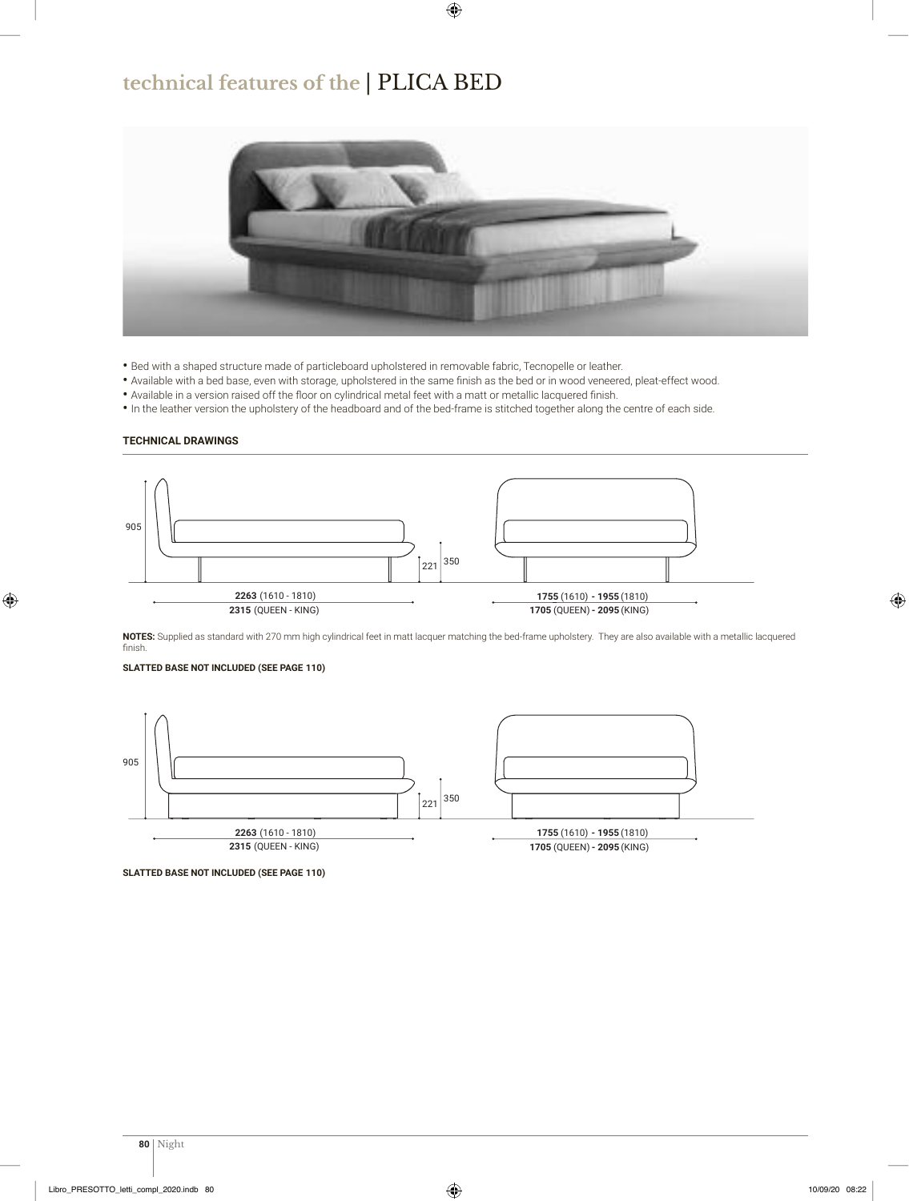# technical features of the | PLICA BED

- Bed with a shaped structure made of particleboard upholstered in removable fabric, Tecnopelle or leather.
- Available with a bed base, even with storage, upholstered in the same finish as the bed or in wood veneered, pleat-effect wood.
- Available in a version raised off the floor on cylindrical metal feet with a matt or metallic lacquered finish.
- In the leather version the upholstery of the headboard and of the bed-frame is stitched together along the centre of each side.

**TECHNICAL DRAWINGS**

905

221 350

**2263** (1610 - 1810)
**2315** (QUEEN - KING)

**1755** (1610) **- 1955** (1810)
**1705** (QUEEN) **- 2095** (KING)

**NOTES:** Supplied as standard with 270 mm high cylindrical feet in matt lacquer matching the bed-frame upholstery. They are also available with a metallic lacquered finish.

**SLATTED BASE NOT INCLUDED (SEE PAGE 110)**

905

221 350

**2263** (1610 - 1810)
**2315** (QUEEN - KING)

**1755** (1610) **- 1955** (1810)
**1705** (QUEEN) **- 2095** (KING)

**SLATTED BASE NOT INCLUDED (SEE PAGE 110)**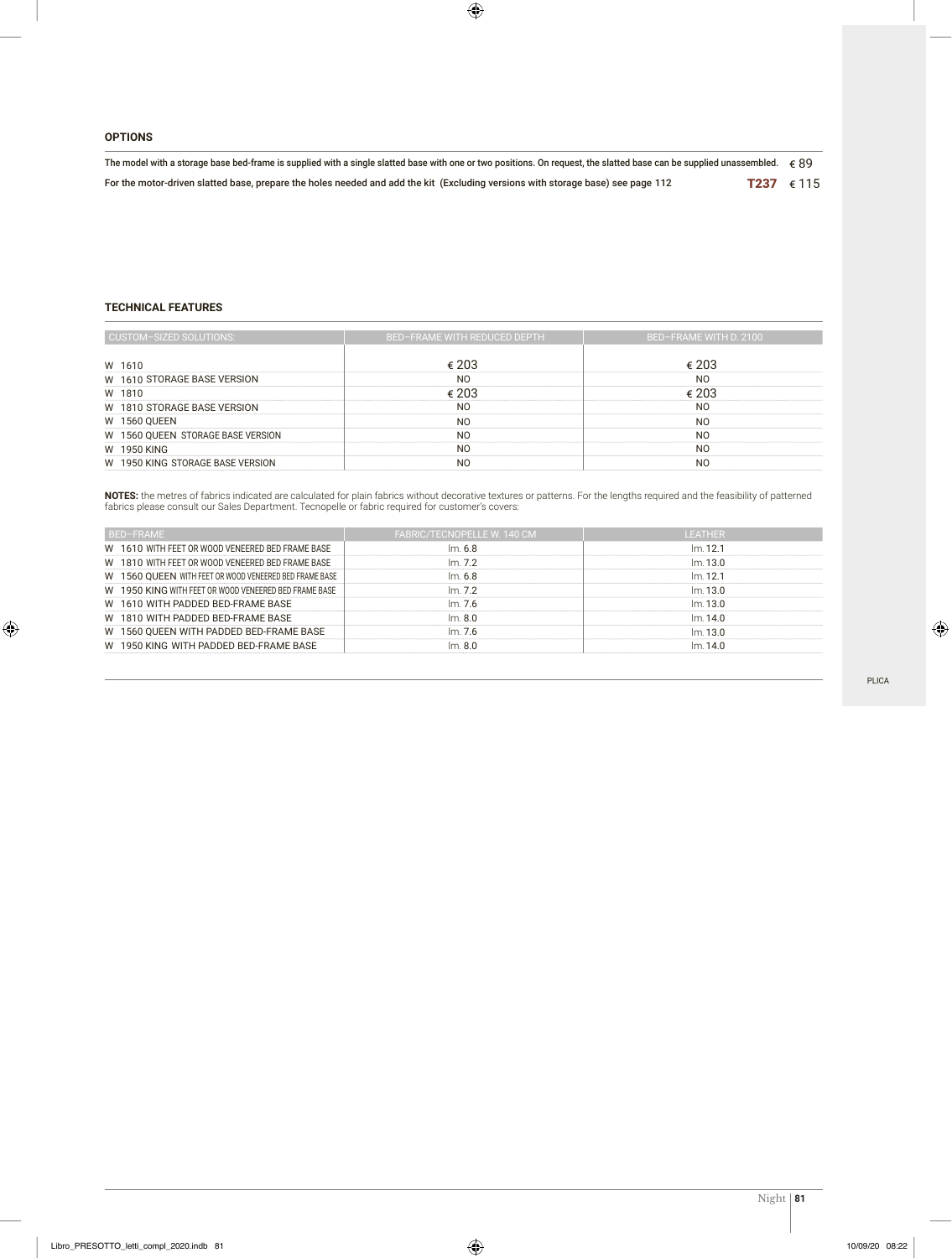**OPTIONS**

| | | |
|---|---|---|
| The model with a storage base bed-frame is supplied with a single slatted base with one or two positions. On request, the slatted base can be supplied unassembled. | | € 89 |
| For the motor-driven slatted base, prepare the holes needed and add the kit (Excluding versions with storage base) see page 112 | **T237** | € 115 |

**TECHNICAL FEATURES**

| CUSTOM-SIZED SOLUTIONS: | BED-FRAME WITH REDUCED DEPTH | BED-FRAME WITH D. 2100 |
|---|---|---|
| W 1610 | € 203 | € 203 |
| W 1610 STORAGE BASE VERSION | NO | NO |
| W 1810 | € 203 | € 203 |
| W 1810 STORAGE BASE VERSION | NO | NO |
| W 1560 QUEEN | NO | NO |
| W 1560 QUEEN STORAGE BASE VERSION | NO | NO |
| W 1950 KING | NO | NO |
| W 1950 KING STORAGE BASE VERSION | NO | NO |

**NOTES:** the metres of fabrics indicated are calculated for plain fabrics without decorative textures or patterns. For the lengths required and the feasibility of patterned fabrics please consult our Sales Department. Tecnopelle or fabric required for customer's covers:

| BED-FRAME | FABRIC/TECNOPELLE W. 140 CM | LEATHER |
|---|---|---|
| W 1610 WITH FEET OR WOOD VENEERED BED FRAME BASE | lm. 6.8 | lm. 12.1 |
| W 1810 WITH FEET OR WOOD VENEERED BED FRAME BASE | lm. 7.2 | lm. 13.0 |
| W 1560 QUEEN WITH FEET OR WOOD VENEERED BED FRAME BASE | lm. 6.8 | lm. 12.1 |
| W 1950 KING WITH FEET OR WOOD VENEERED BED FRAME BASE | lm. 7.2 | lm. 13.0 |
| W 1610 WITH PADDED BED-FRAME BASE | lm. 7.6 | lm. 13.0 |
| W 1810 WITH PADDED BED-FRAME BASE | lm. 8.0 | lm. 14.0 |
| W 1560 QUEEN WITH PADDED BED-FRAME BASE | lm. 7.6 | lm. 13.0 |
| W 1950 KING WITH PADDED BED-FRAME BASE | lm. 8.0 | lm. 14.0 |

PLICA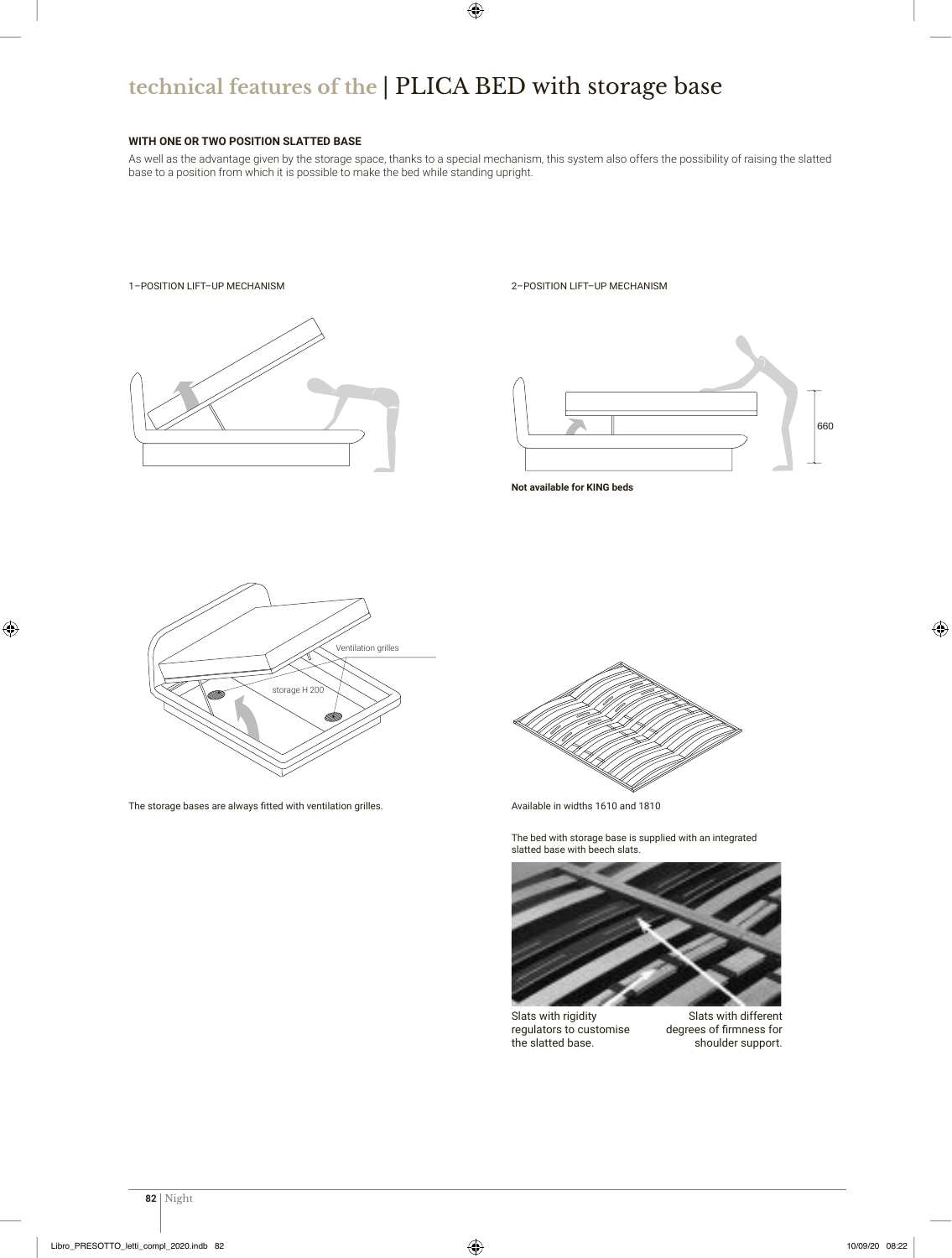# technical features of the | PLICA BED with storage base

**WITH ONE OR TWO POSITION SLATTED BASE**

As well as the advantage given by the storage space, thanks to a special mechanism, this system also offers the possibility of raising the slatted base to a position from which it is possible to make the bed while standing upright.

1–POSITION LIFT–UP MECHANISM

2–POSITION LIFT–UP MECHANISM

660

**Not available for KING beds**

Ventilation grilles

storage H 200

The storage bases are always fitted with ventilation grilles.

Available in widths 1610 and 1810

The bed with storage base is supplied with an integrated slatted base with beech slats.

Slats with rigidity regulators to customise the slatted base.

Slats with different degrees of firmness for shoulder support.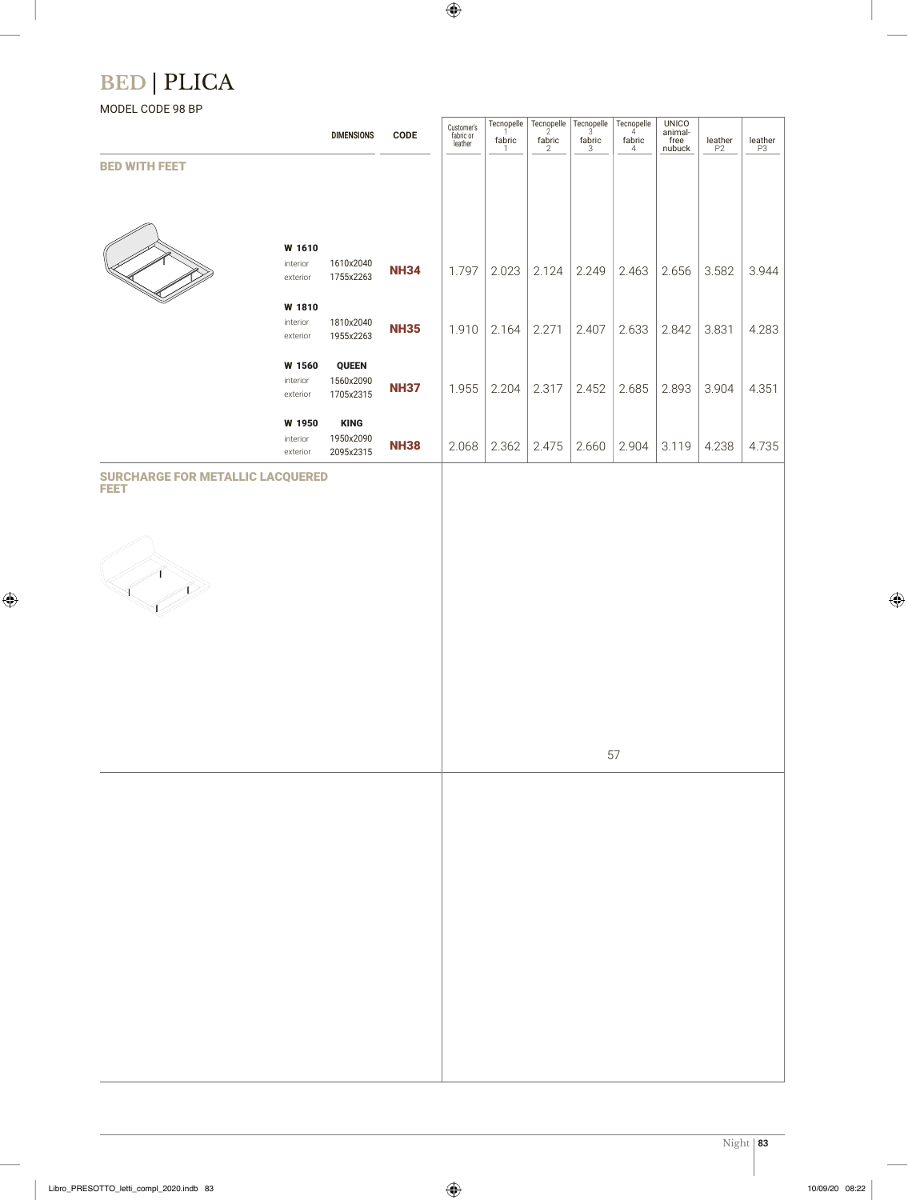# BED | PLICA

MODEL CODE 98 BP

| | DIMENSIONS | | CODE | Customer's fabric or leather | Tecnopelle 1 fabric 1 | Tecnopelle 2 fabric 2 | Tecnopelle 3 fabric 3 | Tecnopelle 4 fabric 4 | UNICO animal-free nubuck | leather P2 | leather P3 |
|---|---|---|---|---|---|---|---|---|---|---|---|
| **BED WITH FEET** | | | | | | | | | | | |
| **W 1610** | | | | | | | | | | | |
| | interior | 1610x2040 | **NH34** | 1.797 | 2.023 | 2.124 | 2.249 | 2.463 | 2.656 | 3.582 | 3.944 |
| | exterior | 1755x2263 | | | | | | | | | |
| **W 1810** | | | | | | | | | | | |
| | interior | 1810x2040 | **NH35** | 1.910 | 2.164 | 2.271 | 2.407 | 2.633 | 2.842 | 3.831 | 4.283 |
| | exterior | 1955x2263 | | | | | | | | | |
| **W 1560** | | **QUEEN** | | | | | | | | | |
| | interior | 1560x2090 | **NH37** | 1.955 | 2.204 | 2.317 | 2.452 | 2.685 | 2.893 | 3.904 | 4.351 |
| | exterior | 1705x2315 | | | | | | | | | |
| **W 1950** | | **KING** | | | | | | | | | |
| | interior | 1950x2090 | **NH38** | 2.068 | 2.362 | 2.475 | 2.660 | 2.904 | 3.119 | 4.238 | 4.735 |
| | exterior | 2095x2315 | | | | | | | | | |
| **SURCHARGE FOR METALLIC LACQUERED FEET** | | | | 57 | | | | | | | |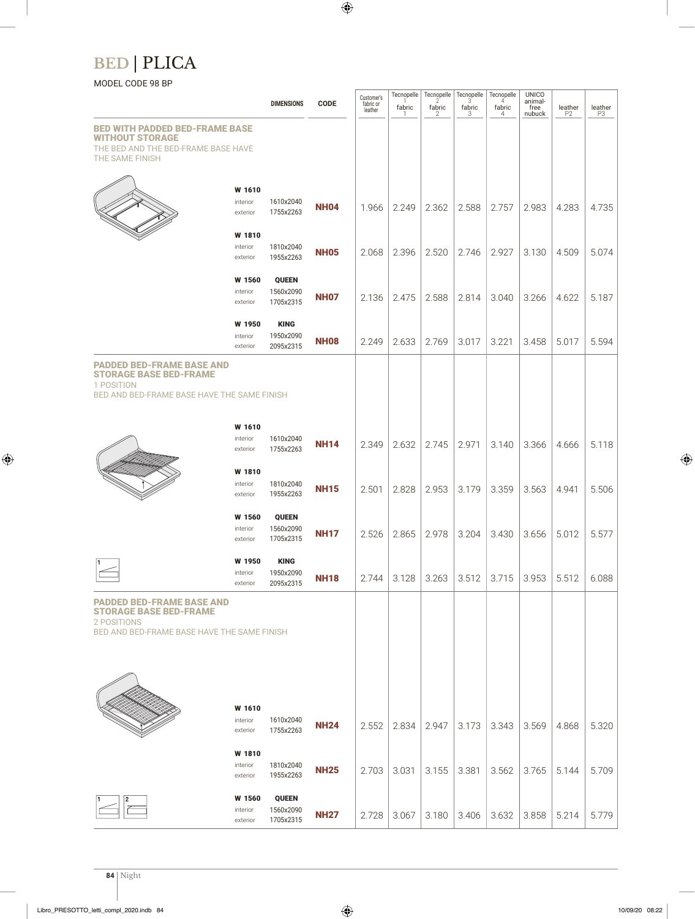# BED | PLICA

MODEL CODE 98 BP

| | DIMENSIONS | CODE | Customer's fabric or leather | Tecnopelle 1 fabric 1 | Tecnopelle 2 fabric 2 | Tecnopelle 3 fabric 3 | Tecnopelle 4 fabric 4 | UNICO animal-free nubuck | leather P2 | leather P3 |
|---|---|---|---|---|---|---|---|---|---|---|
| **BED WITH PADDED BED-FRAME BASE WITHOUT STORAGE** THE BED AND THE BED-FRAME BASE HAVE THE SAME FINISH | | | | | | | | | | |
| **W 1610** interior / exterior | 1610x2040 / 1755x2263 | **NH04** | 1.966 | 2.249 | 2.362 | 2.588 | 2.757 | 2.983 | 4.283 | 4.735 |
| **W 1810** interior / exterior | 1810x2040 / 1955x2263 | **NH05** | 2.068 | 2.396 | 2.520 | 2.746 | 2.927 | 3.130 | 4.509 | 5.074 |
| **W 1560** interior / exterior | **QUEEN** 1560x2090 / 1705x2315 | **NH07** | 2.136 | 2.475 | 2.588 | 2.814 | 3.040 | 3.266 | 4.622 | 5.187 |
| **W 1950** interior / exterior | **KING** 1950x2090 / 2095x2315 | **NH08** | 2.249 | 2.633 | 2.769 | 3.017 | 3.221 | 3.458 | 5.017 | 5.594 |
| **PADDED BED-FRAME BASE AND STORAGE BASE BED-FRAME** 1 POSITION BED AND BED-FRAME BASE HAVE THE SAME FINISH | | | | | | | | | | |
| **W 1610** interior / exterior | 1610x2040 / 1755x2263 | **NH14** | 2.349 | 2.632 | 2.745 | 2.971 | 3.140 | 3.366 | 4.666 | 5.118 |
| **W 1810** interior / exterior | 1810x2040 / 1955x2263 | **NH15** | 2.501 | 2.828 | 2.953 | 3.179 | 3.359 | 3.563 | 4.941 | 5.506 |
| **W 1560** interior / exterior | **QUEEN** 1560x2090 / 1705x2315 | **NH17** | 2.526 | 2.865 | 2.978 | 3.204 | 3.430 | 3.656 | 5.012 | 5.577 |
| **W 1950** interior / exterior | **KING** 1950x2090 / 2095x2315 | **NH18** | 2.744 | 3.128 | 3.263 | 3.512 | 3.715 | 3.953 | 5.512 | 6.088 |
| **PADDED BED-FRAME BASE AND STORAGE BASE BED-FRAME** 2 POSITIONS BED AND BED-FRAME BASE HAVE THE SAME FINISH | | | | | | | | | | |
| **W 1610** interior / exterior | 1610x2040 / 1755x2263 | **NH24** | 2.552 | 2.834 | 2.947 | 3.173 | 3.343 | 3.569 | 4.868 | 5.320 |
| **W 1810** interior / exterior | 1810x2040 / 1955x2263 | **NH25** | 2.703 | 3.031 | 3.155 | 3.381 | 3.562 | 3.765 | 5.144 | 5.709 |
| **W 1560** interior / exterior | **QUEEN** 1560x2090 / 1705x2315 | **NH27** | 2.728 | 3.067 | 3.180 | 3.406 | 3.632 | 3.858 | 5.214 | 5.779 |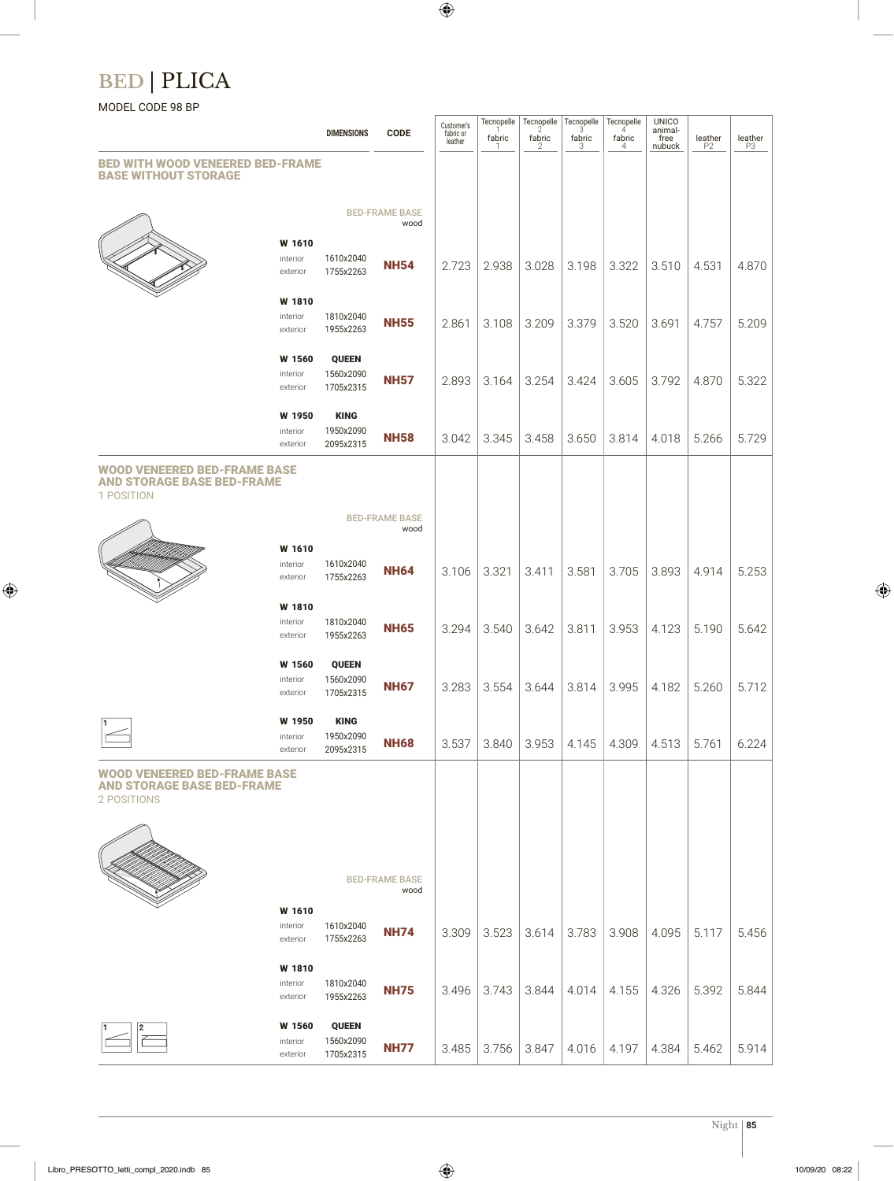# BED | PLICA

MODEL CODE 98 BP

| | DIMENSIONS | CODE | Customer's fabric or leather | Tecnopelle 1 fabric 1 | Tecnopelle 2 fabric 2 | Tecnopelle 3 fabric 3 | Tecnopelle 4 fabric 4 | UNICO animal-free nubuck | leather P2 | leather P3 |
|---|---|---|---|---|---|---|---|---|---|---|
| **BED WITH WOOD VENEERED BED-FRAME BASE WITHOUT STORAGE** | | | | | | | | | | |
| | | BED-FRAME BASE wood | | | | | | | | |
| **W 1610** interior / exterior | 1610x2040 / 1755x2263 | **NH54** | 2.723 | 2.938 | 3.028 | 3.198 | 3.322 | 3.510 | 4.531 | 4.870 |
| **W 1810** interior / exterior | 1810x2040 / 1955x2263 | **NH55** | 2.861 | 3.108 | 3.209 | 3.379 | 3.520 | 3.691 | 4.757 | 5.209 |
| **W 1560** interior / exterior | **QUEEN** 1560x2090 / 1705x2315 | **NH57** | 2.893 | 3.164 | 3.254 | 3.424 | 3.605 | 3.792 | 4.870 | 5.322 |
| **W 1950** interior / exterior | **KING** 1950x2090 / 2095x2315 | **NH58** | 3.042 | 3.345 | 3.458 | 3.650 | 3.814 | 4.018 | 5.266 | 5.729 |
| **WOOD VENEERED BED-FRAME BASE AND STORAGE BASE BED-FRAME** 1 POSITION | | | | | | | | | | |
| | | BED-FRAME BASE wood | | | | | | | | |
| **W 1610** interior / exterior | 1610x2040 / 1755x2263 | **NH64** | 3.106 | 3.321 | 3.411 | 3.581 | 3.705 | 3.893 | 4.914 | 5.253 |
| **W 1810** interior / exterior | 1810x2040 / 1955x2263 | **NH65** | 3.294 | 3.540 | 3.642 | 3.811 | 3.953 | 4.123 | 5.190 | 5.642 |
| **W 1560** interior / exterior | **QUEEN** 1560x2090 / 1705x2315 | **NH67** | 3.283 | 3.554 | 3.644 | 3.814 | 3.995 | 4.182 | 5.260 | 5.712 |
| **W 1950** interior / exterior | **KING** 1950x2090 / 2095x2315 | **NH68** | 3.537 | 3.840 | 3.953 | 4.145 | 4.309 | 4.513 | 5.761 | 6.224 |
| **WOOD VENEERED BED-FRAME BASE AND STORAGE BASE BED-FRAME** 2 POSITIONS | | | | | | | | | | |
| | | BED-FRAME BASE wood | | | | | | | | |
| **W 1610** interior / exterior | 1610x2040 / 1755x2263 | **NH74** | 3.309 | 3.523 | 3.614 | 3.783 | 3.908 | 4.095 | 5.117 | 5.456 |
| **W 1810** interior / exterior | 1810x2040 / 1955x2263 | **NH75** | 3.496 | 3.743 | 3.844 | 4.014 | 4.155 | 4.326 | 5.392 | 5.844 |
| **W 1560** interior / exterior | **QUEEN** 1560x2090 / 1705x2315 | **NH77** | 3.485 | 3.756 | 3.847 | 4.016 | 4.197 | 4.384 | 5.462 | 5.914 |